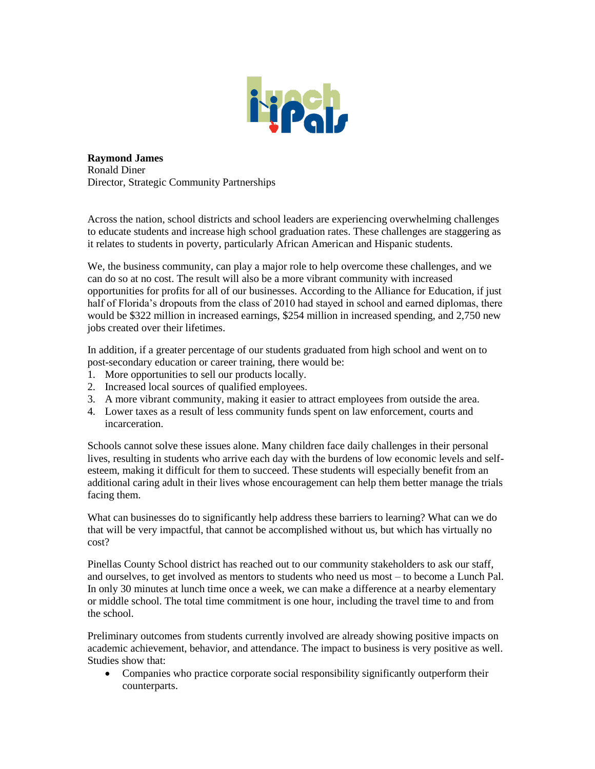**Raymond James**
Ronald Diner
Director, Strategic Community Partnerships

Across the nation, school districts and school leaders are experiencing overwhelming challenges to educate students and increase high school graduation rates. These challenges are staggering as it relates to students in poverty, particularly African American and Hispanic students.

We, the business community, can play a major role to help overcome these challenges, and we can do so at no cost. The result will also be a more vibrant community with increased opportunities for profits for all of our businesses. According to the Alliance for Education, if just half of Florida's dropouts from the class of 2010 had stayed in school and earned diplomas, there would be $322 million in increased earnings, $254 million in increased spending, and 2,750 new jobs created over their lifetimes.

In addition, if a greater percentage of our students graduated from high school and went on to post-secondary education or career training, there would be:

1. More opportunities to sell our products locally.
2. Increased local sources of qualified employees.
3. A more vibrant community, making it easier to attract employees from outside the area.
4. Lower taxes as a result of less community funds spent on law enforcement, courts and incarceration.

Schools cannot solve these issues alone. Many children face daily challenges in their personal lives, resulting in students who arrive each day with the burdens of low economic levels and self-esteem, making it difficult for them to succeed. These students will especially benefit from an additional caring adult in their lives whose encouragement can help them better manage the trials facing them.

What can businesses do to significantly help address these barriers to learning? What can we do that will be very impactful, that cannot be accomplished without us, but which has virtually no cost?

Pinellas County School district has reached out to our community stakeholders to ask our staff, and ourselves, to get involved as mentors to students who need us most – to become a Lunch Pal. In only 30 minutes at lunch time once a week, we can make a difference at a nearby elementary or middle school. The total time commitment is one hour, including the travel time to and from the school.

Preliminary outcomes from students currently involved are already showing positive impacts on academic achievement, behavior, and attendance. The impact to business is very positive as well. Studies show that:

- Companies who practice corporate social responsibility significantly outperform their counterparts.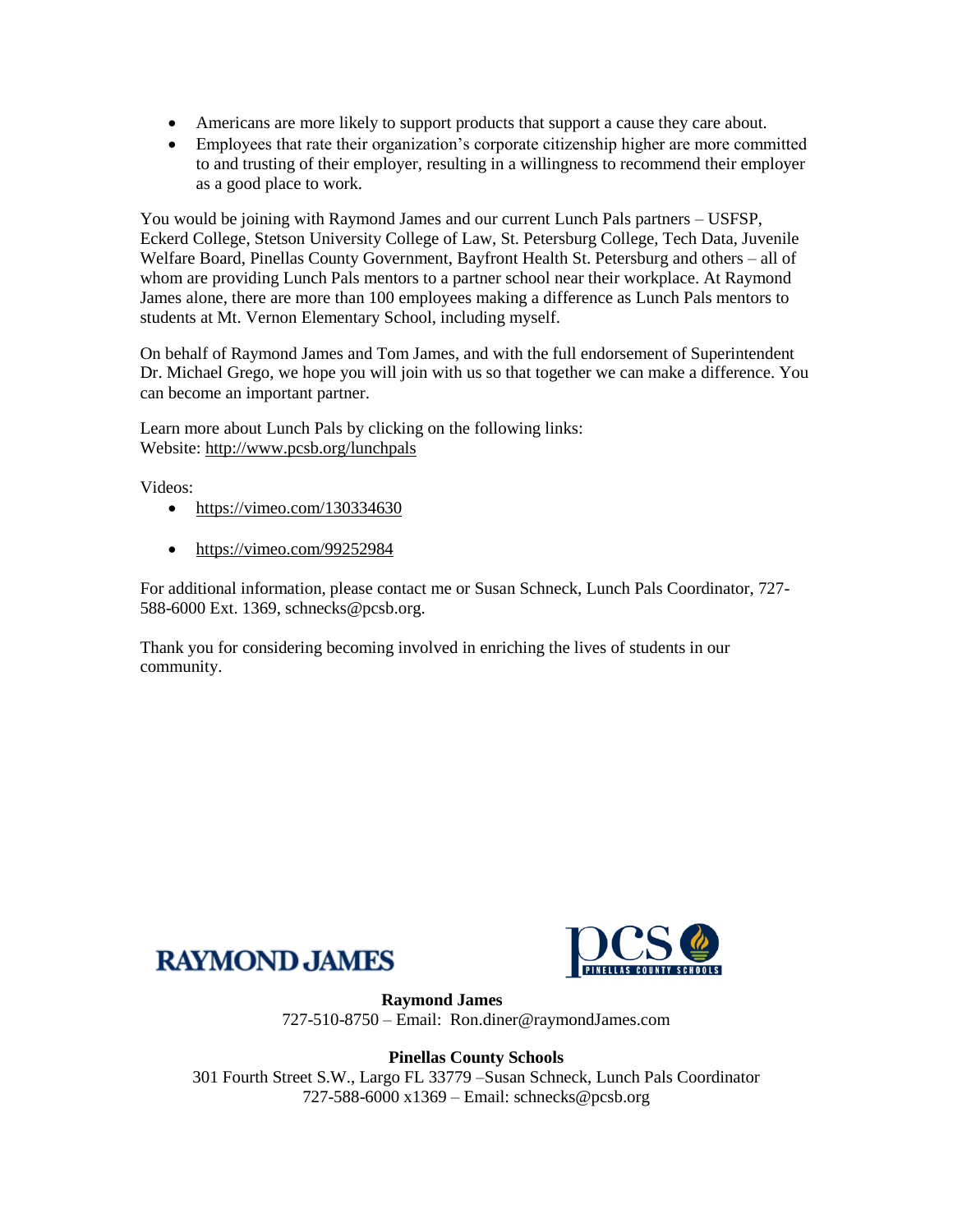- Americans are more likely to support products that support a cause they care about.
- Employees that rate their organization's corporate citizenship higher are more committed to and trusting of their employer, resulting in a willingness to recommend their employer as a good place to work.

You would be joining with Raymond James and our current Lunch Pals partners – USFSP, Eckerd College, Stetson University College of Law, St. Petersburg College, Tech Data, Juvenile Welfare Board, Pinellas County Government, Bayfront Health St. Petersburg and others – all of whom are providing Lunch Pals mentors to a partner school near their workplace. At Raymond James alone, there are more than 100 employees making a difference as Lunch Pals mentors to students at Mt. Vernon Elementary School, including myself.

On behalf of Raymond James and Tom James, and with the full endorsement of Superintendent Dr. Michael Grego, we hope you will join with us so that together we can make a difference. You can become an important partner.

Learn more about Lunch Pals by clicking on the following links:
Website: http://www.pcsb.org/lunchpals

Videos:

- https://vimeo.com/130334630
- https://vimeo.com/99252984

For additional information, please contact me or Susan Schneck, Lunch Pals Coordinator, 727-588-6000 Ext. 1369, schnecks@pcsb.org.

Thank you for considering becoming involved in enriching the lives of students in our community.

RAYMOND JAMES

pcs PINELLAS COUNTY SCHOOLS

**Raymond James**
727-510-8750 – Email: Ron.diner@raymondJames.com

**Pinellas County Schools**
301 Fourth Street S.W., Largo FL 33779 –Susan Schneck, Lunch Pals Coordinator
727-588-6000 x1369 – Email: schnecks@pcsb.org